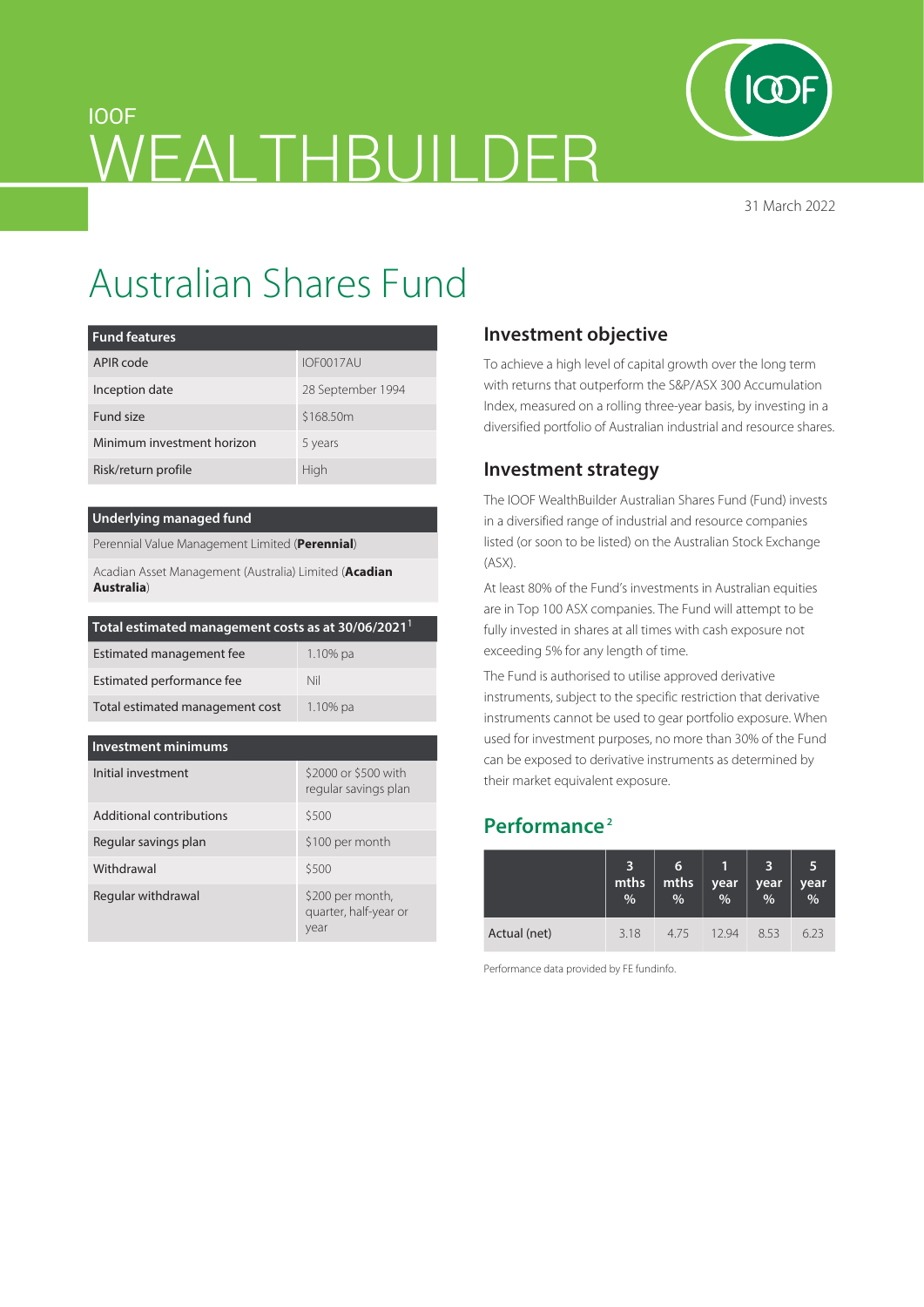IOOF

# WEALTHBUILDER

31 March 2022

# Australian Shares Fund

| Fund features | |
|---|---|
| APIR code | IOF0017AU |
| Inception date | 28 September 1994 |
| Fund size | $168.50m |
| Minimum investment horizon | 5 years |
| Risk/return profile | High |

| Underlying managed fund |
|---|
| Perennial Value Management Limited (**Perennial**) |
| Acadian Asset Management (Australia) Limited (**Acadian Australia**) |

| Total estimated management costs as at 30/06/2021[1] | |
|---|---|
| Estimated management fee | 1.10% pa |
| Estimated performance fee | Nil |
| Total estimated management cost | 1.10% pa |

| Investment minimums | |
|---|---|
| Initial investment | $2000 or $500 with regular savings plan |
| Additional contributions | $500 |
| Regular savings plan | $100 per month |
| Withdrawal | $500 |
| Regular withdrawal | $200 per month, quarter, half-year or year |

## Investment objective

To achieve a high level of capital growth over the long term with returns that outperform the S&P/ASX 300 Accumulation Index, measured on a rolling three-year basis, by investing in a diversified portfolio of Australian industrial and resource shares.

## Investment strategy

The IOOF WealthBuilder Australian Shares Fund (Fund) invests in a diversified range of industrial and resource companies listed (or soon to be listed) on the Australian Stock Exchange (ASX).

At least 80% of the Fund's investments in Australian equities are in Top 100 ASX companies. The Fund will attempt to be fully invested in shares at all times with cash exposure not exceeding 5% for any length of time.

The Fund is authorised to utilise approved derivative instruments, subject to the specific restriction that derivative instruments cannot be used to gear portfolio exposure. When used for investment purposes, no more than 30% of the Fund can be exposed to derivative instruments as determined by their market equivalent exposure.

## Performance[2]

| | 3 mths % | 6 mths % | 1 year % | 3 year % | 5 year % |
|---|---|---|---|---|---|
| Actual (net) | 3.18 | 4.75 | 12.94 | 8.53 | 6.23 |

Performance data provided by FE fundinfo.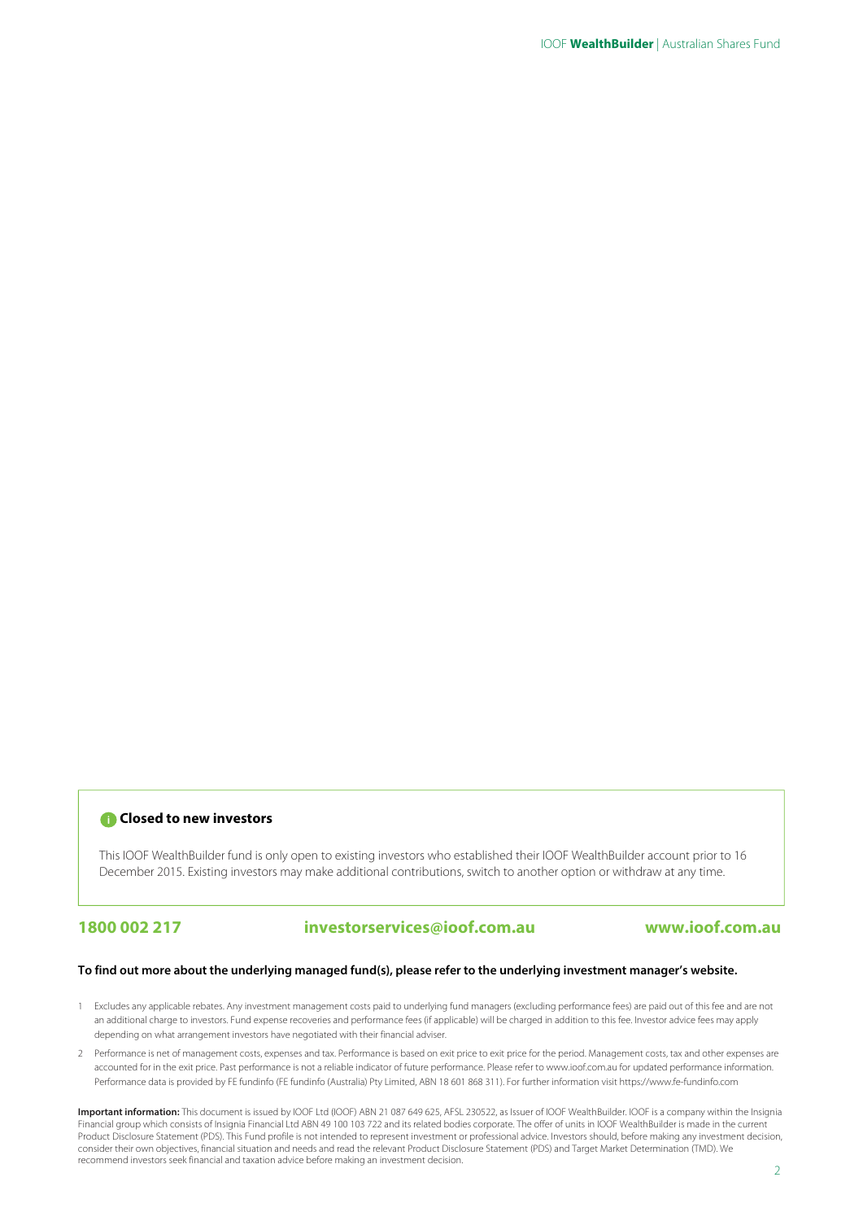**Closed to new investors**

This IOOF WealthBuilder fund is only open to existing investors who established their IOOF WealthBuilder account prior to 16 December 2015. Existing investors may make additional contributions, switch to another option or withdraw at any time.

**1800 002 217** **investorservices@ioof.com.au** **www.ioof.com.au**

**To find out more about the underlying managed fund(s), please refer to the underlying investment manager's website.**

1 Excludes any applicable rebates. Any investment management costs paid to underlying fund managers (excluding performance fees) are paid out of this fee and are not an additional charge to investors. Fund expense recoveries and performance fees (if applicable) will be charged in addition to this fee. Investor advice fees may apply depending on what arrangement investors have negotiated with their financial adviser.

2 Performance is net of management costs, expenses and tax. Performance is based on exit price to exit price for the period. Management costs, tax and other expenses are accounted for in the exit price. Past performance is not a reliable indicator of future performance. Please refer to www.ioof.com.au for updated performance information. Performance data is provided by FE fundinfo (FE fundinfo (Australia) Pty Limited, ABN 18 601 868 311). For further information visit https://www.fe-fundinfo.com

**Important information:** This document is issued by IOOF Ltd (IOOF) ABN 21 087 649 625, AFSL 230522, as Issuer of IOOF WealthBuilder. IOOF is a company within the Insignia Financial group which consists of Insignia Financial Ltd ABN 49 100 103 722 and its related bodies corporate. The offer of units in IOOF WealthBuilder is made in the current Product Disclosure Statement (PDS). This Fund profile is not intended to represent investment or professional advice. Investors should, before making any investment decision, consider their own objectives, financial situation and needs and read the relevant Product Disclosure Statement (PDS) and Target Market Determination (TMD). We recommend investors seek financial and taxation advice before making an investment decision.